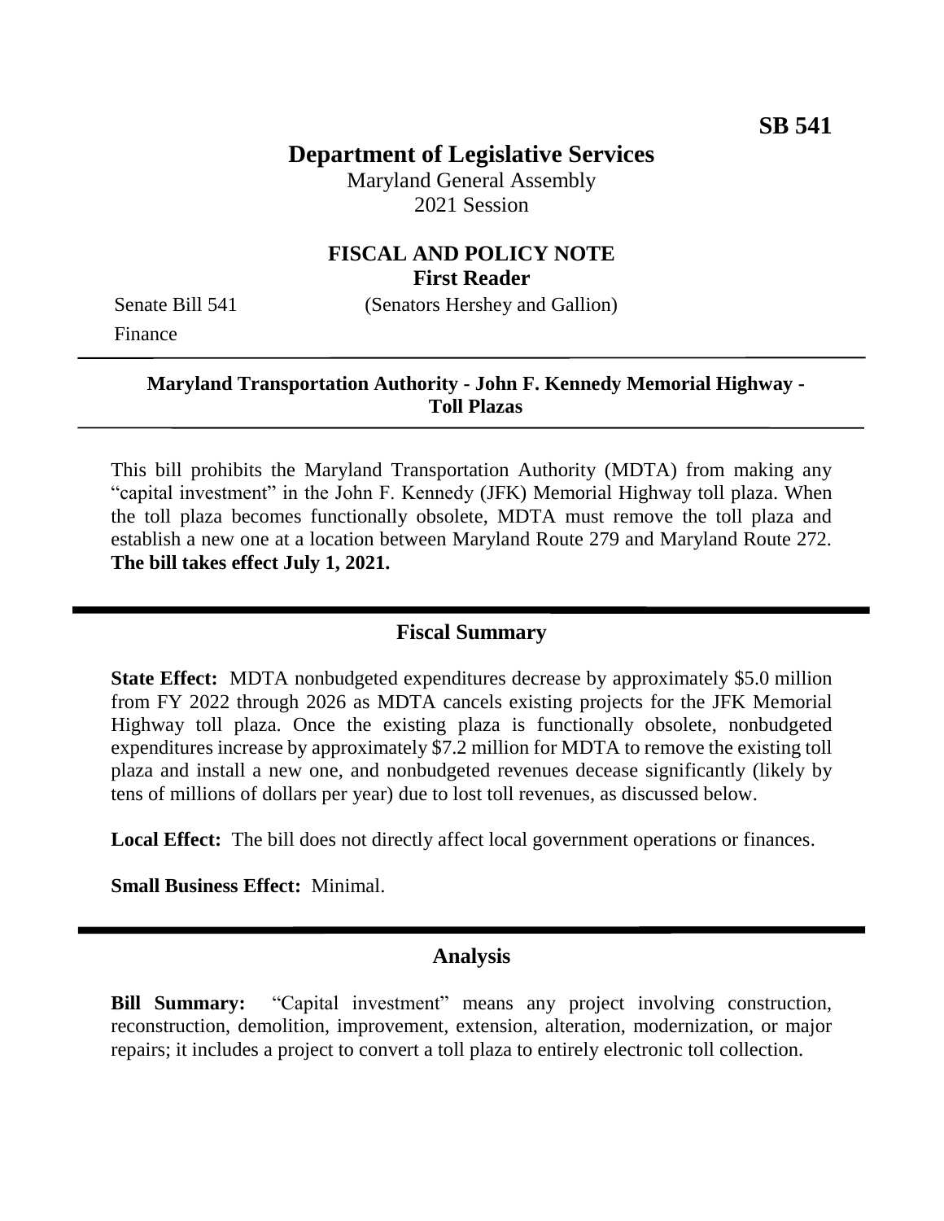**SB 541**

# Department of Legislative Services

Maryland General Assembly
2021 Session

## FISCAL AND POLICY NOTE
**First Reader**

Senate Bill 541 (Senators Hershey and Gallion)
Finance

**Maryland Transportation Authority - John F. Kennedy Memorial Highway - Toll Plazas**

This bill prohibits the Maryland Transportation Authority (MDTA) from making any "capital investment" in the John F. Kennedy (JFK) Memorial Highway toll plaza. When the toll plaza becomes functionally obsolete, MDTA must remove the toll plaza and establish a new one at a location between Maryland Route 279 and Maryland Route 272. **The bill takes effect July 1, 2021.**

## Fiscal Summary

**State Effect:** MDTA nonbudgeted expenditures decrease by approximately \$5.0 million from FY 2022 through 2026 as MDTA cancels existing projects for the JFK Memorial Highway toll plaza. Once the existing plaza is functionally obsolete, nonbudgeted expenditures increase by approximately \$7.2 million for MDTA to remove the existing toll plaza and install a new one, and nonbudgeted revenues decease significantly (likely by tens of millions of dollars per year) due to lost toll revenues, as discussed below.

**Local Effect:** The bill does not directly affect local government operations or finances.

**Small Business Effect:** Minimal.

## Analysis

**Bill Summary:** "Capital investment" means any project involving construction, reconstruction, demolition, improvement, extension, alteration, modernization, or major repairs; it includes a project to convert a toll plaza to entirely electronic toll collection.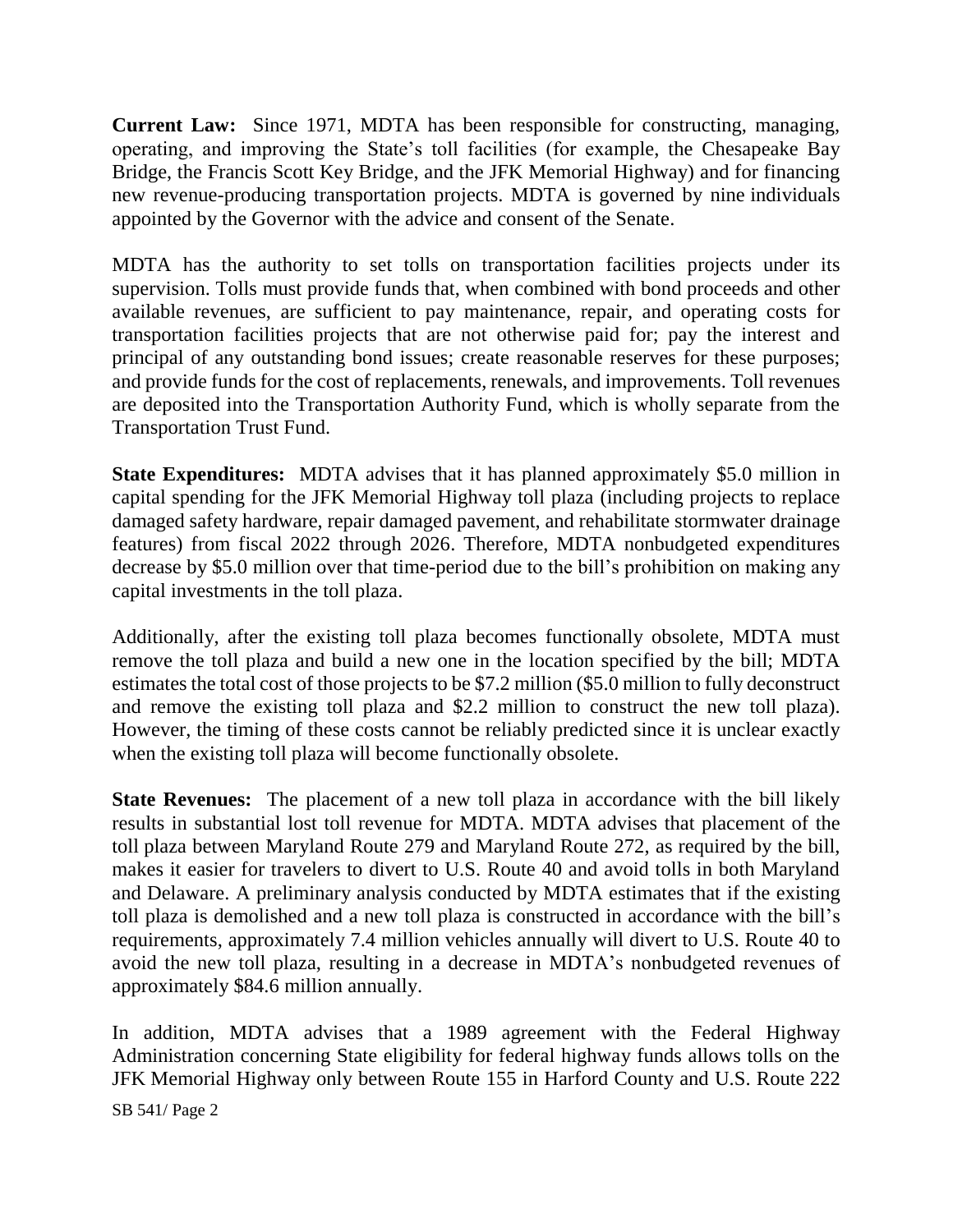**Current Law:** Since 1971, MDTA has been responsible for constructing, managing, operating, and improving the State's toll facilities (for example, the Chesapeake Bay Bridge, the Francis Scott Key Bridge, and the JFK Memorial Highway) and for financing new revenue-producing transportation projects. MDTA is governed by nine individuals appointed by the Governor with the advice and consent of the Senate.

MDTA has the authority to set tolls on transportation facilities projects under its supervision. Tolls must provide funds that, when combined with bond proceeds and other available revenues, are sufficient to pay maintenance, repair, and operating costs for transportation facilities projects that are not otherwise paid for; pay the interest and principal of any outstanding bond issues; create reasonable reserves for these purposes; and provide funds for the cost of replacements, renewals, and improvements. Toll revenues are deposited into the Transportation Authority Fund, which is wholly separate from the Transportation Trust Fund.

**State Expenditures:** MDTA advises that it has planned approximately $5.0 million in capital spending for the JFK Memorial Highway toll plaza (including projects to replace damaged safety hardware, repair damaged pavement, and rehabilitate stormwater drainage features) from fiscal 2022 through 2026. Therefore, MDTA nonbudgeted expenditures decrease by $5.0 million over that time-period due to the bill's prohibition on making any capital investments in the toll plaza.

Additionally, after the existing toll plaza becomes functionally obsolete, MDTA must remove the toll plaza and build a new one in the location specified by the bill; MDTA estimates the total cost of those projects to be $7.2 million ($5.0 million to fully deconstruct and remove the existing toll plaza and $2.2 million to construct the new toll plaza). However, the timing of these costs cannot be reliably predicted since it is unclear exactly when the existing toll plaza will become functionally obsolete.

**State Revenues:** The placement of a new toll plaza in accordance with the bill likely results in substantial lost toll revenue for MDTA. MDTA advises that placement of the toll plaza between Maryland Route 279 and Maryland Route 272, as required by the bill, makes it easier for travelers to divert to U.S. Route 40 and avoid tolls in both Maryland and Delaware. A preliminary analysis conducted by MDTA estimates that if the existing toll plaza is demolished and a new toll plaza is constructed in accordance with the bill's requirements, approximately 7.4 million vehicles annually will divert to U.S. Route 40 to avoid the new toll plaza, resulting in a decrease in MDTA's nonbudgeted revenues of approximately $84.6 million annually.

In addition, MDTA advises that a 1989 agreement with the Federal Highway Administration concerning State eligibility for federal highway funds allows tolls on the JFK Memorial Highway only between Route 155 in Harford County and U.S. Route 222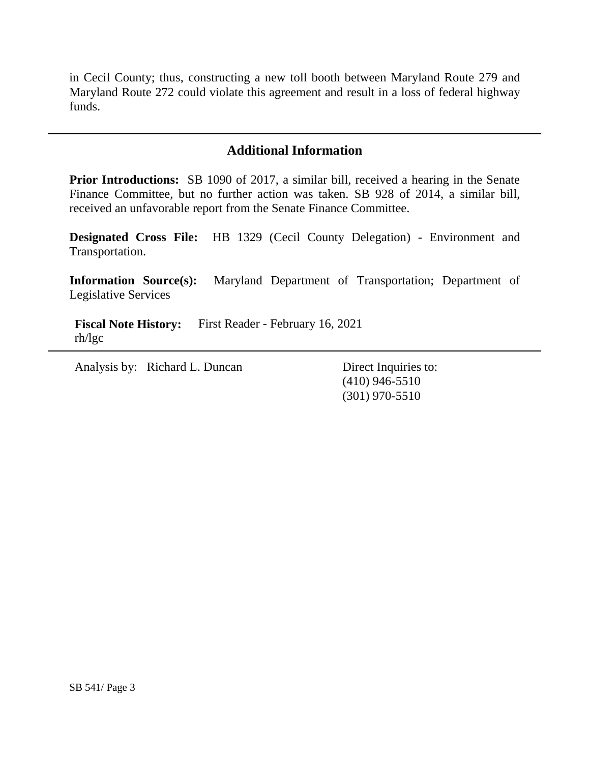in Cecil County; thus, constructing a new toll booth between Maryland Route 279 and Maryland Route 272 could violate this agreement and result in a loss of federal highway funds.

---

## Additional Information

**Prior Introductions:** SB 1090 of 2017, a similar bill, received a hearing in the Senate Finance Committee, but no further action was taken. SB 928 of 2014, a similar bill, received an unfavorable report from the Senate Finance Committee.

**Designated Cross File:** HB 1329 (Cecil County Delegation) - Environment and Transportation.

**Information Source(s):** Maryland Department of Transportation; Department of Legislative Services

**Fiscal Note History:** First Reader - February 16, 2021
rh/lgc

---

Analysis by: Richard L. Duncan

Direct Inquiries to:
(410) 946-5510
(301) 970-5510